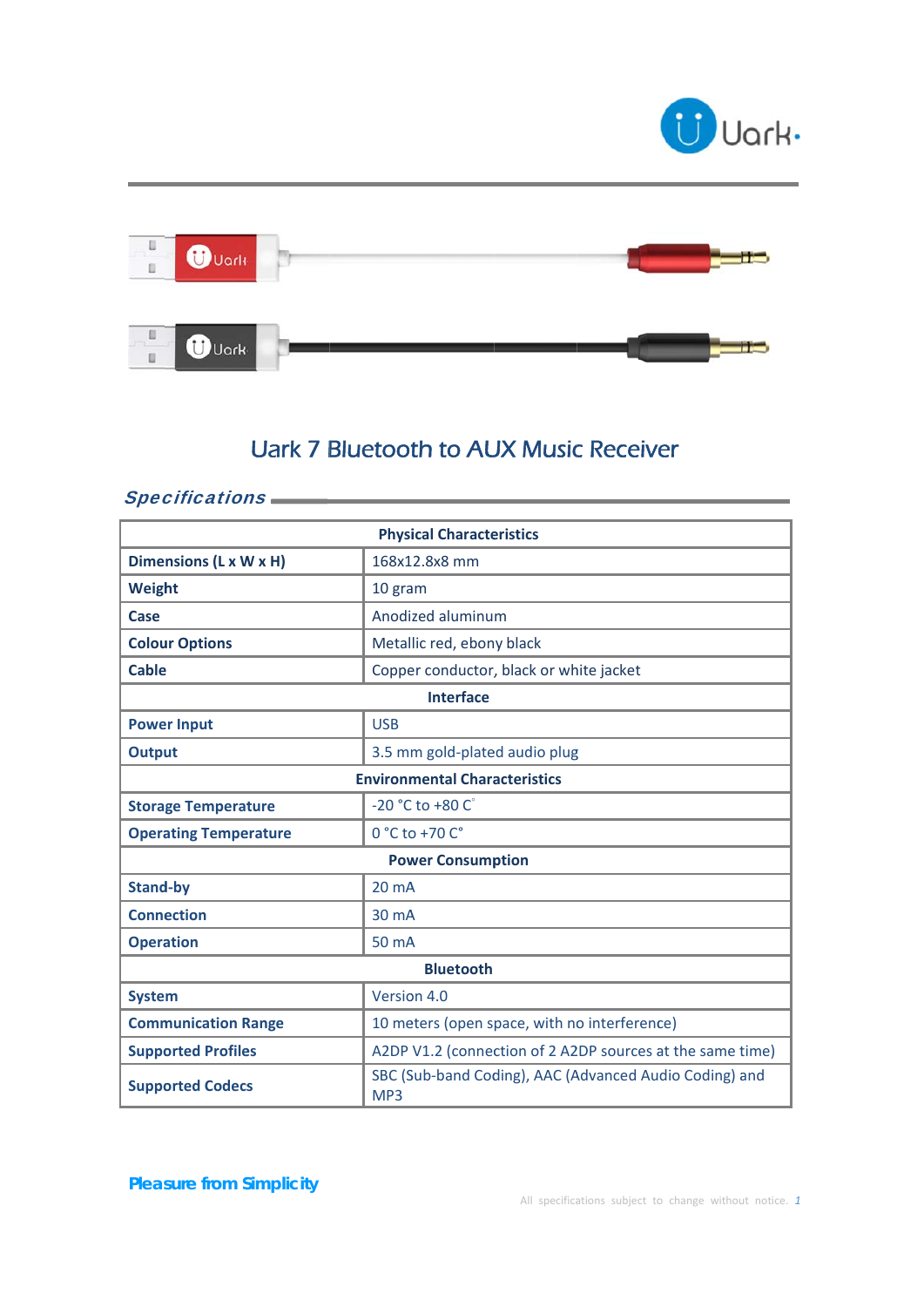# Uark 7 Bluetooth to AUX Music Receiver

## *Specifications*

| Physical Characteristics | |
|---|---|
| **Dimensions (L x W x H)** | 168x12.8x8 mm |
| **Weight** | 10 gram |
| **Case** | Anodized aluminum |
| **Colour Options** | Metallic red, ebony black |
| **Cable** | Copper conductor, black or white jacket |
| **Interface** | |
| **Power Input** | USB |
| **Output** | 3.5 mm gold-plated audio plug |
| **Environmental Characteristics** | |
| **Storage Temperature** | -20 °C to +80 C° |
| **Operating Temperature** | 0 °C to +70 C° |
| **Power Consumption** | |
| **Stand-by** | 20 mA |
| **Connection** | 30 mA |
| **Operation** | 50 mA |
| **Bluetooth** | |
| **System** | Version 4.0 |
| **Communication Range** | 10 meters (open space, with no interference) |
| **Supported Profiles** | A2DP V1.2 (connection of 2 A2DP sources at the same time) |
| **Supported Codecs** | SBC (Sub-band Coding), AAC (Advanced Audio Coding) and MP3 |

***Pleasure from Simplicity***

All specifications subject to change without notice.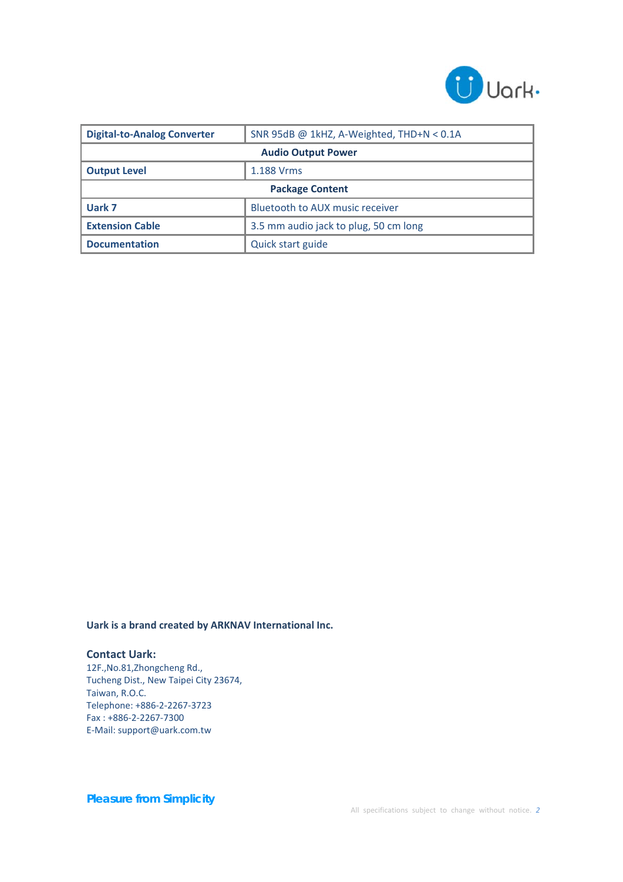| | |
|---|---|
| **Digital-to-Analog Converter** | SNR 95dB @ 1kHZ, A-Weighted, THD+N < 0.1A |
| **Audio Output Power** | |
| **Output Level** | 1.188 Vrms |
| **Package Content** | |
| **Uark 7** | Bluetooth to AUX music receiver |
| **Extension Cable** | 3.5 mm audio jack to plug, 50 cm long |
| **Documentation** | Quick start guide |

**Uark is a brand created by ARKNAV International Inc.**

**Contact Uark:**

12F.,No.81,Zhongcheng Rd.,
Tucheng Dist., New Taipei City 23674,
Taiwan, R.O.C.
Telephone: +886-2-2267-3723
Fax : +886-2-2267-7300
E-Mail: support@uark.com.tw

***Pleasure from Simplicity***

All specifications subject to change without notice.